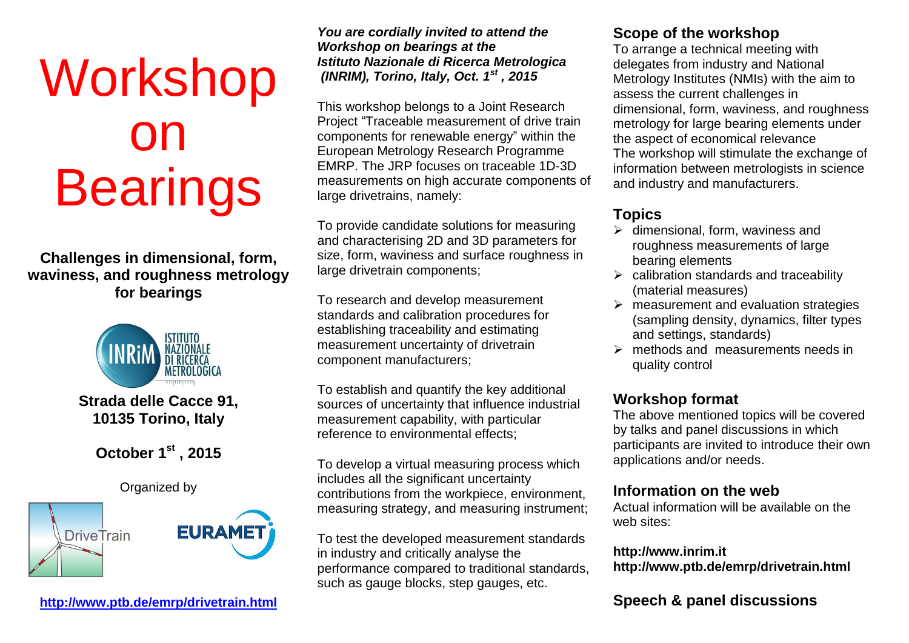# Workshop on Bearings

**Challenges in dimensional, form, waviness, and roughness metrology for bearings**

INRiM ISTITUTO NAZIONALE DI RICERCA METROLOGICA

**Strada delle Cacce 91, 10135 Torino, Italy**

**October 1st , 2015**

Organized by

DriveTrain EURAMET

**http://www.ptb.de/emrp/drivetrain.html**

***You are cordially invited to attend the Workshop on bearings at the Istituto Nazionale di Ricerca Metrologica (INRIM), Torino, Italy, Oct. 1st , 2015***

This workshop belongs to a Joint Research Project "Traceable measurement of drive train components for renewable energy" within the European Metrology Research Programme EMRP. The JRP focuses on traceable 1D-3D measurements on high accurate components of large drivetrains, namely:

To provide candidate solutions for measuring and characterising 2D and 3D parameters for size, form, waviness and surface roughness in large drivetrain components;

To research and develop measurement standards and calibration procedures for establishing traceability and estimating measurement uncertainty of drivetrain component manufacturers;

To establish and quantify the key additional sources of uncertainty that influence industrial measurement capability, with particular reference to environmental effects;

To develop a virtual measuring process which includes all the significant uncertainty contributions from the workpiece, environment, measuring strategy, and measuring instrument;

To test the developed measurement standards in industry and critically analyse the performance compared to traditional standards, such as gauge blocks, step gauges, etc.

## Scope of the workshop

To arrange a technical meeting with delegates from industry and National Metrology Institutes (NMIs) with the aim to assess the current challenges in dimensional, form, waviness, and roughness metrology for large bearing elements under the aspect of economical relevance
The workshop will stimulate the exchange of information between metrologists in science and industry and manufacturers.

## Topics

- dimensional, form, waviness and roughness measurements of large bearing elements
- calibration standards and traceability (material measures)
- measurement and evaluation strategies (sampling density, dynamics, filter types and settings, standards)
- methods and measurements needs in quality control

## Workshop format

The above mentioned topics will be covered by talks and panel discussions in which participants are invited to introduce their own applications and/or needs.

## Information on the web

Actual information will be available on the web sites:

**http://www.inrim.it**
**http://www.ptb.de/emrp/drivetrain.html**

## Speech & panel discussions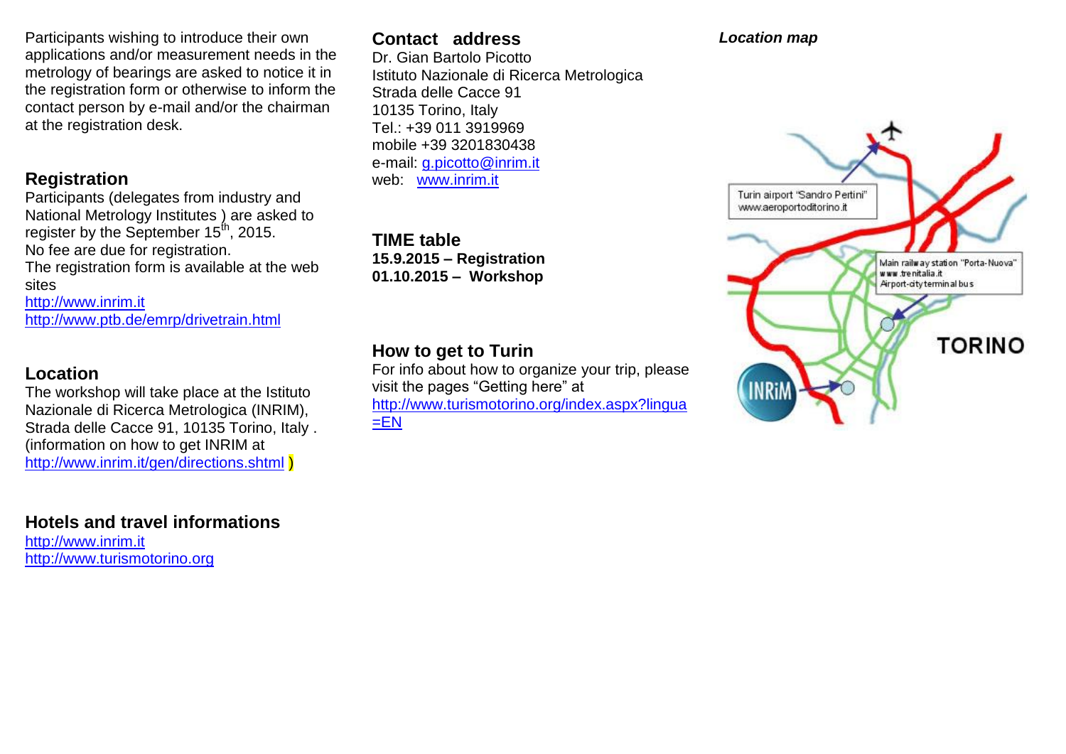Participants wishing to introduce their own applications and/or measurement needs in the metrology of bearings are asked to notice it in the registration form or otherwise to inform the contact person by e-mail and/or the chairman at the registration desk.

## Registration

Participants (delegates from industry and National Metrology Institutes ) are asked to register by the September 15[th], 2015.
No fee are due for registration.
The registration form is available at the web sites
http://www.inrim.it
http://www.ptb.de/emrp/drivetrain.html

## Location

The workshop will take place at the Istituto Nazionale di Ricerca Metrologica (INRIM), Strada delle Cacce 91, 10135 Torino, Italy . (information on how to get INRIM at http://www.inrim.it/gen/directions.shtml )

## Hotels and travel informations

http://www.inrim.it
http://www.turismotorino.org

## Contact address

Dr. Gian Bartolo Picotto
Istituto Nazionale di Ricerca Metrologica
Strada delle Cacce 91
10135 Torino, Italy
Tel.: +39 011 3919969
mobile +39 3201830438
e-mail: g.picotto@inrim.it
web: www.inrim.it

## TIME table

**15.9.2015 – Registration**
**01.10.2015 – Workshop**

## How to get to Turin

For info about how to organize your trip, please visit the pages "Getting here" at
http://www.turismotorino.org/index.aspx?lingua=EN

***Location map***

Turin airport "Sandro Pertini"
www.aeroportoditorino.it

Main railway station "Porta-Nuova"
www.trenitalia.it
Airport-city terminal bus

TORINO

INRiM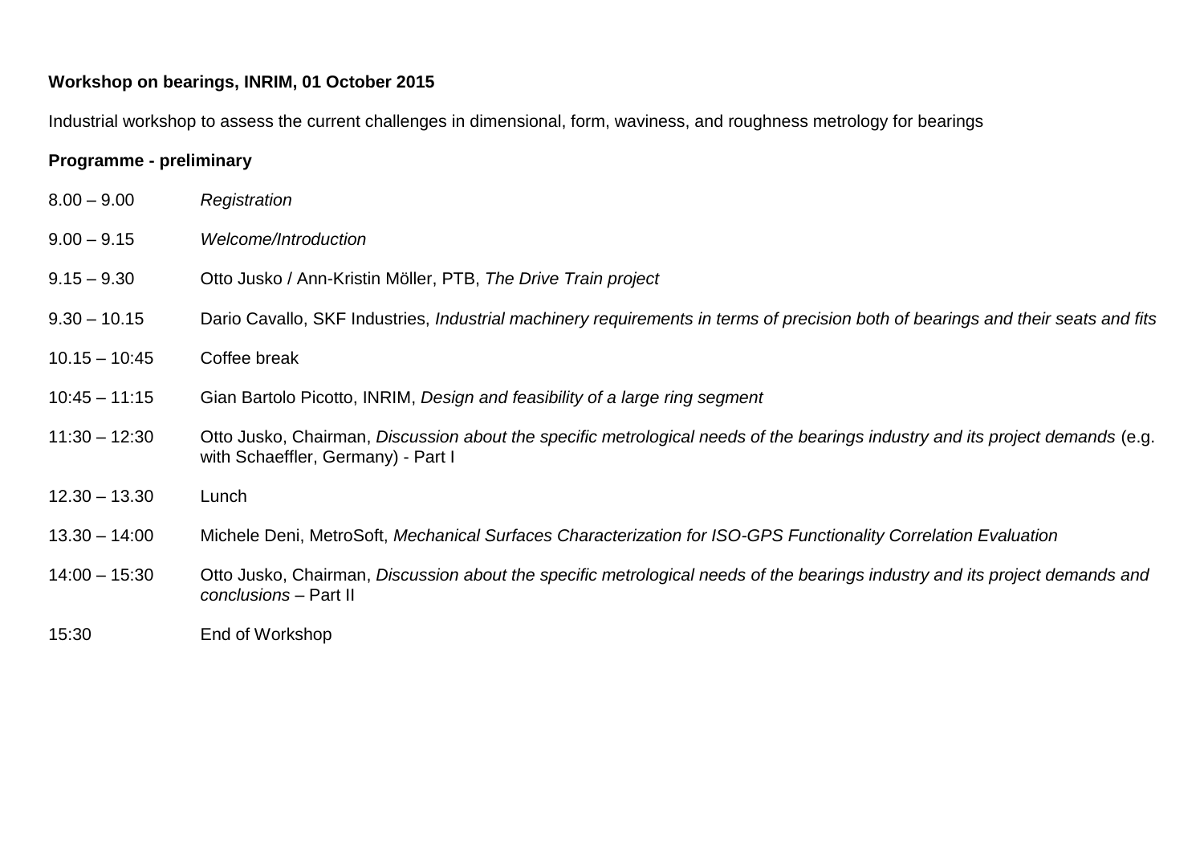**Workshop on bearings, INRIM, 01 October 2015**

Industrial workshop to assess the current challenges in dimensional, form, waviness, and roughness metrology for bearings

**Programme - preliminary**

| | |
|---|---|
| 8.00 – 9.00 | *Registration* |
| 9.00 – 9.15 | *Welcome/Introduction* |
| 9.15 – 9.30 | Otto Jusko / Ann-Kristin Möller, PTB, *The Drive Train project* |
| 9.30 – 10.15 | Dario Cavallo, SKF Industries, *Industrial machinery requirements in terms of precision both of bearings and their seats and fits* |
| 10.15 – 10:45 | Coffee break |
| 10:45 – 11:15 | Gian Bartolo Picotto, INRIM, *Design and feasibility of a large ring segment* |
| 11:30 – 12:30 | Otto Jusko, Chairman, *Discussion about the specific metrological needs of the bearings industry and its project demands* (e.g. with Schaeffler, Germany) - Part I |
| 12.30 – 13.30 | Lunch |
| 13.30 – 14:00 | Michele Deni, MetroSoft, *Mechanical Surfaces Characterization for ISO-GPS Functionality Correlation Evaluation* |
| 14:00 – 15:30 | Otto Jusko, Chairman, *Discussion about the specific metrological needs of the bearings industry and its project demands and conclusions* – Part II |
| 15:30 | End of Workshop |